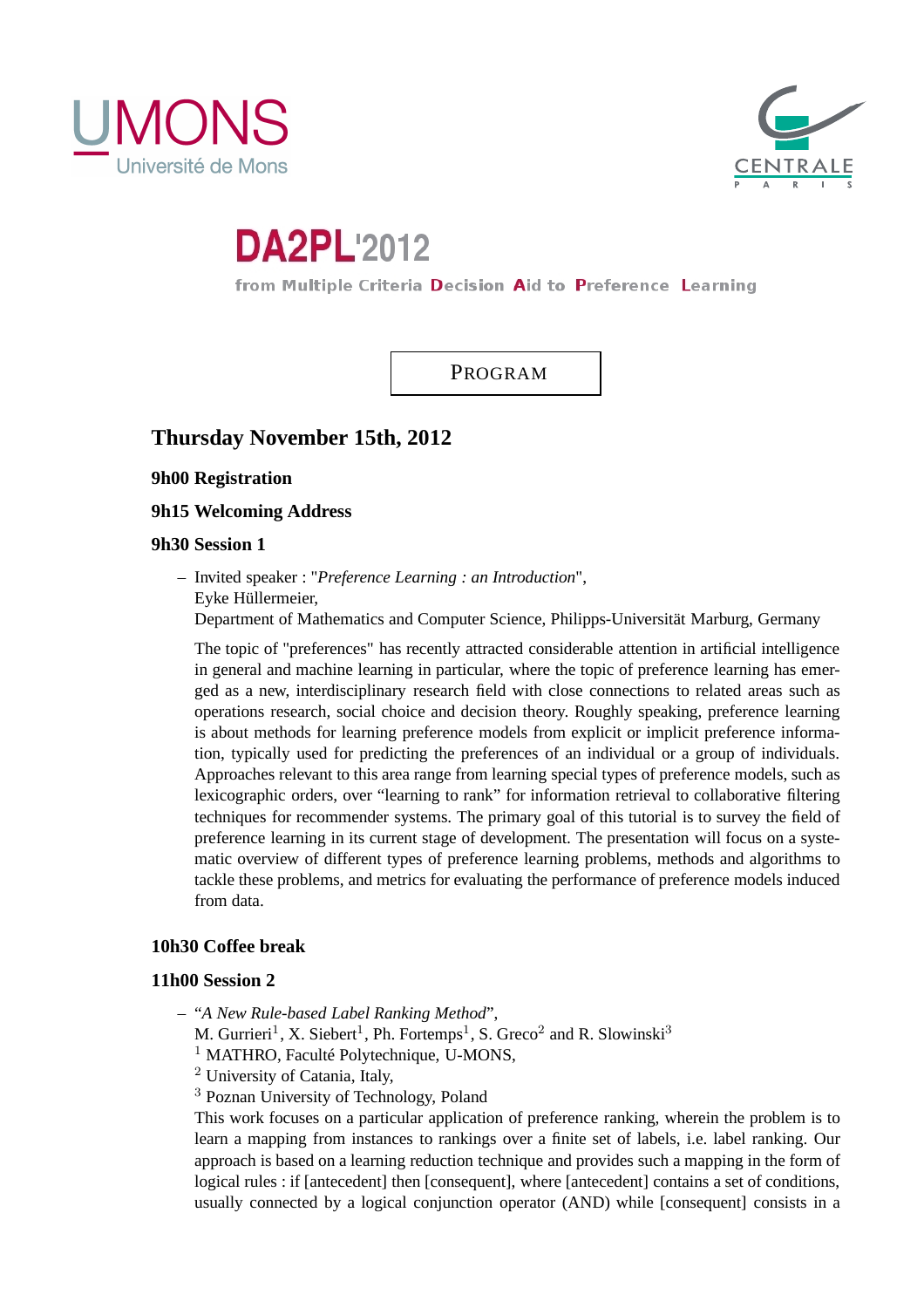UMONS
Université de Mons

CENTRALE
PARIS

# DA2PL'2012

from Multiple Criteria Decision Aid to Preference Learning

PROGRAM

## Thursday November 15th, 2012

### 9h00 Registration

### 9h15 Welcoming Address

### 9h30 Session 1

– Invited speaker : "*Preference Learning : an Introduction*",
Eyke Hüllermeier,
Department of Mathematics and Computer Science, Philipps-Universität Marburg, Germany

The topic of "preferences" has recently attracted considerable attention in artificial intelligence in general and machine learning in particular, where the topic of preference learning has emerged as a new, interdisciplinary research field with close connections to related areas such as operations research, social choice and decision theory. Roughly speaking, preference learning is about methods for learning preference models from explicit or implicit preference information, typically used for predicting the preferences of an individual or a group of individuals. Approaches relevant to this area range from learning special types of preference models, such as lexicographic orders, over "learning to rank" for information retrieval to collaborative filtering techniques for recommender systems. The primary goal of this tutorial is to survey the field of preference learning in its current stage of development. The presentation will focus on a systematic overview of different types of preference learning problems, methods and algorithms to tackle these problems, and metrics for evaluating the performance of preference models induced from data.

### 10h30 Coffee break

### 11h00 Session 2

– "*A New Rule-based Label Ranking Method*",
M. Gurrieri[1], X. Siebert[1], Ph. Fortemps[1], S. Greco[2] and R. Slowinski[3]
[1] MATHRO, Faculté Polytechnique, U-MONS,
[2] University of Catania, Italy,
[3] Poznan University of Technology, Poland
This work focuses on a particular application of preference ranking, wherein the problem is to learn a mapping from instances to rankings over a finite set of labels, i.e. label ranking. Our approach is based on a learning reduction technique and provides such a mapping in the form of logical rules : if [antecedent] then [consequent], where [antecedent] contains a set of conditions, usually connected by a logical conjunction operator (AND) while [consequent] consists in a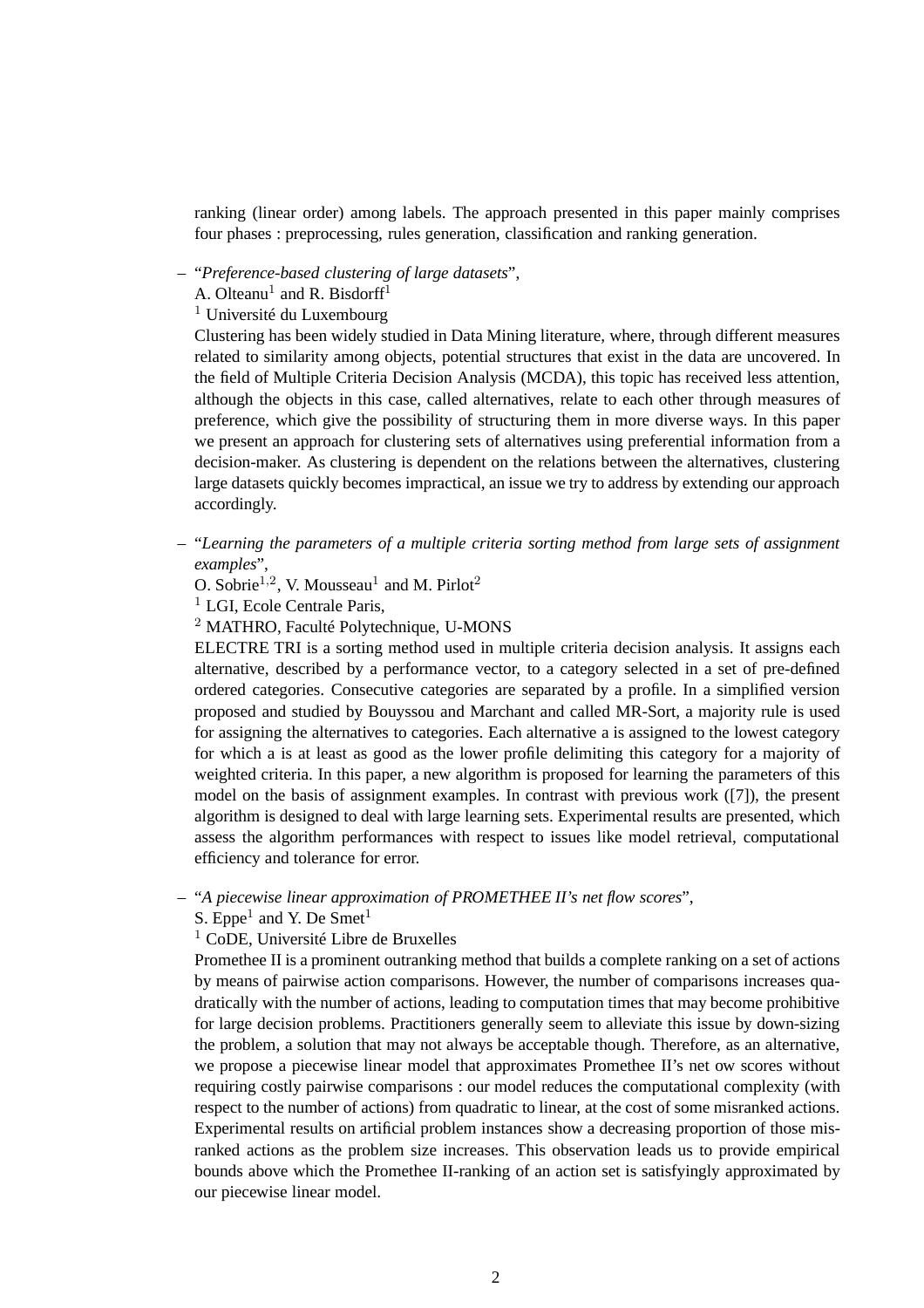ranking (linear order) among labels. The approach presented in this paper mainly comprises four phases : preprocessing, rules generation, classification and ranking generation.

- "*Preference-based clustering of large datasets*",
  A. Olteanu[1] and R. Bisdorff[1]
  [1] Université du Luxembourg
  Clustering has been widely studied in Data Mining literature, where, through different measures related to similarity among objects, potential structures that exist in the data are uncovered. In the field of Multiple Criteria Decision Analysis (MCDA), this topic has received less attention, although the objects in this case, called alternatives, relate to each other through measures of preference, which give the possibility of structuring them in more diverse ways. In this paper we present an approach for clustering sets of alternatives using preferential information from a decision-maker. As clustering is dependent on the relations between the alternatives, clustering large datasets quickly becomes impractical, an issue we try to address by extending our approach accordingly.

- "*Learning the parameters of a multiple criteria sorting method from large sets of assignment examples*",
  O. Sobrie[1,2], V. Mousseau[1] and M. Pirlot[2]
  [1] LGI, Ecole Centrale Paris,
  [2] MATHRO, Faculté Polytechnique, U-MONS
  ELECTRE TRI is a sorting method used in multiple criteria decision analysis. It assigns each alternative, described by a performance vector, to a category selected in a set of pre-defined ordered categories. Consecutive categories are separated by a profile. In a simplified version proposed and studied by Bouyssou and Marchant and called MR-Sort, a majority rule is used for assigning the alternatives to categories. Each alternative a is assigned to the lowest category for which a is at least as good as the lower profile delimiting this category for a majority of weighted criteria. In this paper, a new algorithm is proposed for learning the parameters of this model on the basis of assignment examples. In contrast with previous work ([7]), the present algorithm is designed to deal with large learning sets. Experimental results are presented, which assess the algorithm performances with respect to issues like model retrieval, computational efficiency and tolerance for error.

- "*A piecewise linear approximation of PROMETHEE II's net flow scores*",
  S. Eppe[1] and Y. De Smet[1]
  [1] CoDE, Université Libre de Bruxelles
  Promethee II is a prominent outranking method that builds a complete ranking on a set of actions by means of pairwise action comparisons. However, the number of comparisons increases quadratically with the number of actions, leading to computation times that may become prohibitive for large decision problems. Practitioners generally seem to alleviate this issue by down-sizing the problem, a solution that may not always be acceptable though. Therefore, as an alternative, we propose a piecewise linear model that approximates Promethee II's net ow scores without requiring costly pairwise comparisons : our model reduces the computational complexity (with respect to the number of actions) from quadratic to linear, at the cost of some misranked actions. Experimental results on artificial problem instances show a decreasing proportion of those misranked actions as the problem size increases. This observation leads us to provide empirical bounds above which the Promethee II-ranking of an action set is satisfyingly approximated by our piecewise linear model.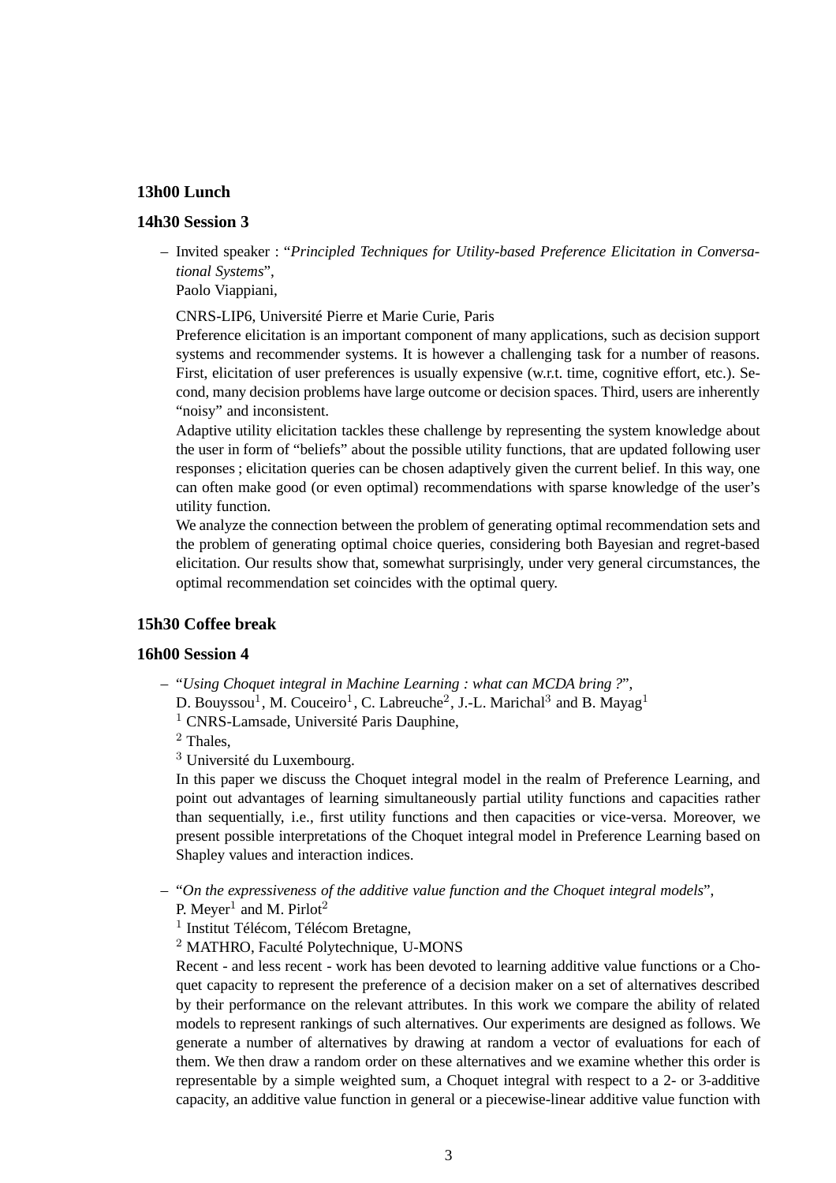**13h00 Lunch**

**14h30 Session 3**

– Invited speaker : "*Principled Techniques for Utility-based Preference Elicitation in Conversational Systems*",
  Paolo Viappiani,

  CNRS-LIP6, Université Pierre et Marie Curie, Paris

  Preference elicitation is an important component of many applications, such as decision support systems and recommender systems. It is however a challenging task for a number of reasons. First, elicitation of user preferences is usually expensive (w.r.t. time, cognitive effort, etc.). Second, many decision problems have large outcome or decision spaces. Third, users are inherently "noisy" and inconsistent.

  Adaptive utility elicitation tackles these challenge by representing the system knowledge about the user in form of "beliefs" about the possible utility functions, that are updated following user responses ; elicitation queries can be chosen adaptively given the current belief. In this way, one can often make good (or even optimal) recommendations with sparse knowledge of the user's utility function.

  We analyze the connection between the problem of generating optimal recommendation sets and the problem of generating optimal choice queries, considering both Bayesian and regret-based elicitation. Our results show that, somewhat surprisingly, under very general circumstances, the optimal recommendation set coincides with the optimal query.

**15h30 Coffee break**

**16h00 Session 4**

– "*Using Choquet integral in Machine Learning : what can MCDA bring ?*",
  D. Bouyssou[1], M. Couceiro[1], C. Labreuche[2], J.-L. Marichal[3] and B. Mayag[1]
  [1] CNRS-Lamsade, Université Paris Dauphine,
  [2] Thales,
  [3] Université du Luxembourg.

  In this paper we discuss the Choquet integral model in the realm of Preference Learning, and point out advantages of learning simultaneously partial utility functions and capacities rather than sequentially, i.e., first utility functions and then capacities or vice-versa. Moreover, we present possible interpretations of the Choquet integral model in Preference Learning based on Shapley values and interaction indices.

– "*On the expressiveness of the additive value function and the Choquet integral models*",
  P. Meyer[1] and M. Pirlot[2]
  [1] Institut Télécom, Télécom Bretagne,
  [2] MATHRO, Faculté Polytechnique, U-MONS

  Recent - and less recent - work has been devoted to learning additive value functions or a Choquet capacity to represent the preference of a decision maker on a set of alternatives described by their performance on the relevant attributes. In this work we compare the ability of related models to represent rankings of such alternatives. Our experiments are designed as follows. We generate a number of alternatives by drawing at random a vector of evaluations for each of them. We then draw a random order on these alternatives and we examine whether this order is representable by a simple weighted sum, a Choquet integral with respect to a 2- or 3-additive capacity, an additive value function in general or a piecewise-linear additive value function with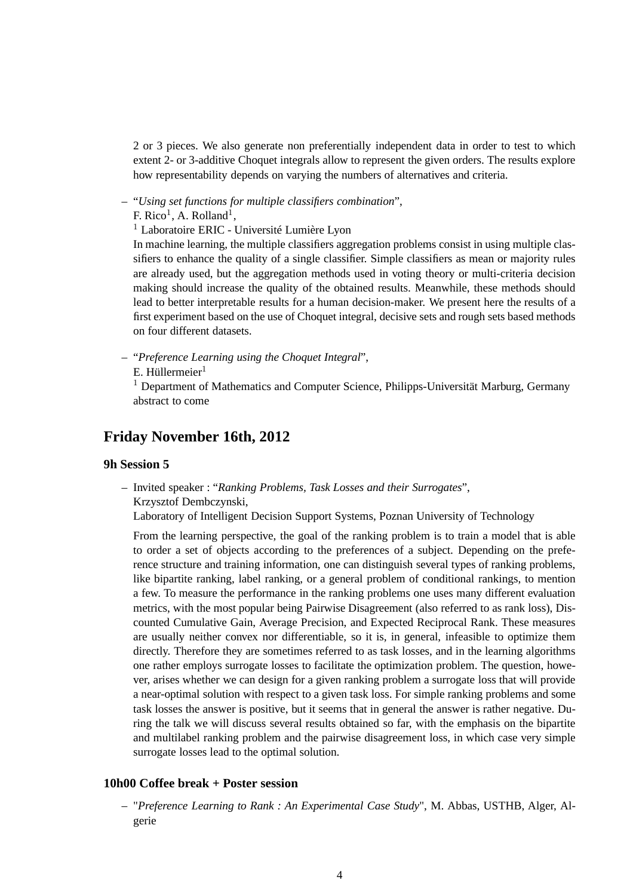2 or 3 pieces. We also generate non preferentially independent data in order to test to which extent 2- or 3-additive Choquet integrals allow to represent the given orders. The results explore how representability depends on varying the numbers of alternatives and criteria.

- "*Using set functions for multiple classifiers combination*",
  F. Rico[1], A. Rolland[1],
  [1] Laboratoire ERIC - Université Lumière Lyon
  In machine learning, the multiple classifiers aggregation problems consist in using multiple classifiers to enhance the quality of a single classifier. Simple classifiers as mean or majority rules are already used, but the aggregation methods used in voting theory or multi-criteria decision making should increase the quality of the obtained results. Meanwhile, these methods should lead to better interpretable results for a human decision-maker. We present here the results of a first experiment based on the use of Choquet integral, decisive sets and rough sets based methods on four different datasets.

- "*Preference Learning using the Choquet Integral*",
  E. Hüllermeier[1]
  [1] Department of Mathematics and Computer Science, Philipps-Universität Marburg, Germany
  abstract to come

## Friday November 16th, 2012

### 9h Session 5

- Invited speaker : "*Ranking Problems, Task Losses and their Surrogates*",
  Krzysztof Dembczynski,
  Laboratory of Intelligent Decision Support Systems, Poznan University of Technology

  From the learning perspective, the goal of the ranking problem is to train a model that is able to order a set of objects according to the preferences of a subject. Depending on the preference structure and training information, one can distinguish several types of ranking problems, like bipartite ranking, label ranking, or a general problem of conditional rankings, to mention a few. To measure the performance in the ranking problems one uses many different evaluation metrics, with the most popular being Pairwise Disagreement (also referred to as rank loss), Discounted Cumulative Gain, Average Precision, and Expected Reciprocal Rank. These measures are usually neither convex nor differentiable, so it is, in general, infeasible to optimize them directly. Therefore they are sometimes referred to as task losses, and in the learning algorithms one rather employs surrogate losses to facilitate the optimization problem. The question, however, arises whether we can design for a given ranking problem a surrogate loss that will provide a near-optimal solution with respect to a given task loss. For simple ranking problems and some task losses the answer is positive, but it seems that in general the answer is rather negative. During the talk we will discuss several results obtained so far, with the emphasis on the bipartite and multilabel ranking problem and the pairwise disagreement loss, in which case very simple surrogate losses lead to the optimal solution.

### 10h00 Coffee break + Poster session

- "*Preference Learning to Rank : An Experimental Case Study*", M. Abbas, USTHB, Alger, Algerie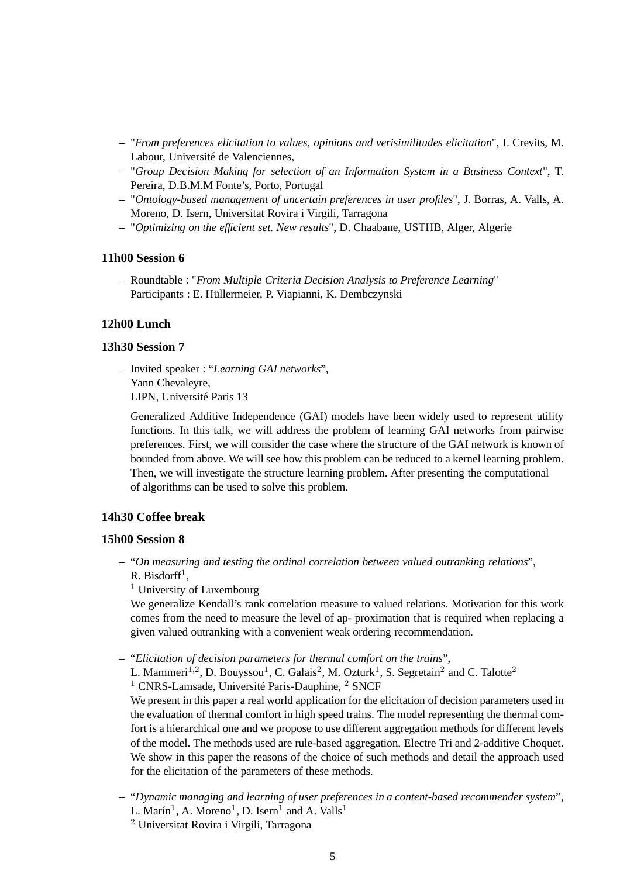- "*From preferences elicitation to values, opinions and verisimilitudes elicitation*", I. Crevits, M. Labour, Université de Valenciennes,
- "*Group Decision Making for selection of an Information System in a Business Context*", T. Pereira, D.B.M.M Fonte's, Porto, Portugal
- "*Ontology-based management of uncertain preferences in user profiles*", J. Borras, A. Valls, A. Moreno, D. Isern, Universitat Rovira i Virgili, Tarragona
- "*Optimizing on the efficient set. New results*", D. Chaabane, USTHB, Alger, Algerie

### 11h00 Session 6

- Roundtable : "*From Multiple Criteria Decision Analysis to Preference Learning*"
  Participants : E. Hüllermeier, P. Viapianni, K. Dembczynski

### 12h00 Lunch

### 13h30 Session 7

- Invited speaker : "*Learning GAI networks*",
  Yann Chevaleyre,
  LIPN, Université Paris 13

  Generalized Additive Independence (GAI) models have been widely used to represent utility functions. In this talk, we will address the problem of learning GAI networks from pairwise preferences. First, we will consider the case where the structure of the GAI network is known of bounded from above. We will see how this problem can be reduced to a kernel learning problem. Then, we will investigate the structure learning problem. After presenting the computational of algorithms can be used to solve this problem.

### 14h30 Coffee break

### 15h00 Session 8

- "*On measuring and testing the ordinal correlation between valued outranking relations*",
  R. Bisdorff[1],
  [1] University of Luxembourg
  We generalize Kendall's rank correlation measure to valued relations. Motivation for this work comes from the need to measure the level of ap- proximation that is required when replacing a given valued outranking with a convenient weak ordering recommendation.

- "*Elicitation of decision parameters for thermal comfort on the trains*",
  L. Mammeri[1,2], D. Bouyssou[1], C. Galais[2], M. Ozturk[1], S. Segretain[2] and C. Talotte[2]
  [1] CNRS-Lamsade, Université Paris-Dauphine, [2] SNCF
  We present in this paper a real world application for the elicitation of decision parameters used in the evaluation of thermal comfort in high speed trains. The model representing the thermal comfort is a hierarchical one and we propose to use different aggregation methods for different levels of the model. The methods used are rule-based aggregation, Electre Tri and 2-additive Choquet. We show in this paper the reasons of the choice of such methods and detail the approach used for the elicitation of the parameters of these methods.

- "*Dynamic managing and learning of user preferences in a content-based recommender system*",
  L. Marín[1], A. Moreno[1], D. Isern[1] and A. Valls[1]
  [2] Universitat Rovira i Virgili, Tarragona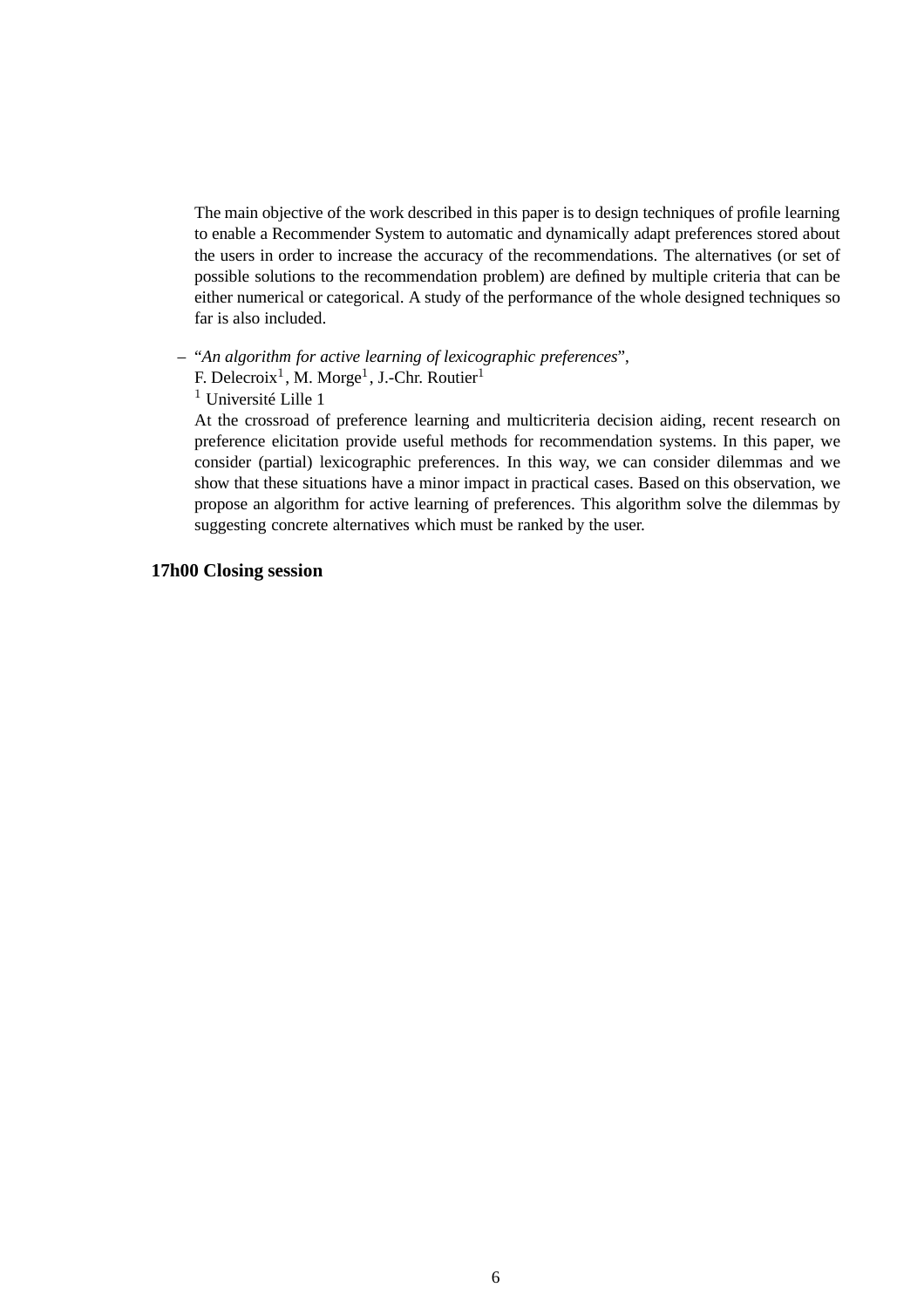The main objective of the work described in this paper is to design techniques of profile learning to enable a Recommender System to automatic and dynamically adapt preferences stored about the users in order to increase the accuracy of the recommendations. The alternatives (or set of possible solutions to the recommendation problem) are defined by multiple criteria that can be either numerical or categorical. A study of the performance of the whole designed techniques so far is also included.

– "*An algorithm for active learning of lexicographic preferences*",
  F. Delecroix[1], M. Morge[1], J.-Chr. Routier[1]
  [1] Université Lille 1
  At the crossroad of preference learning and multicriteria decision aiding, recent research on preference elicitation provide useful methods for recommendation systems. In this paper, we consider (partial) lexicographic preferences. In this way, we can consider dilemmas and we show that these situations have a minor impact in practical cases. Based on this observation, we propose an algorithm for active learning of preferences. This algorithm solve the dilemmas by suggesting concrete alternatives which must be ranked by the user.

**17h00 Closing session**